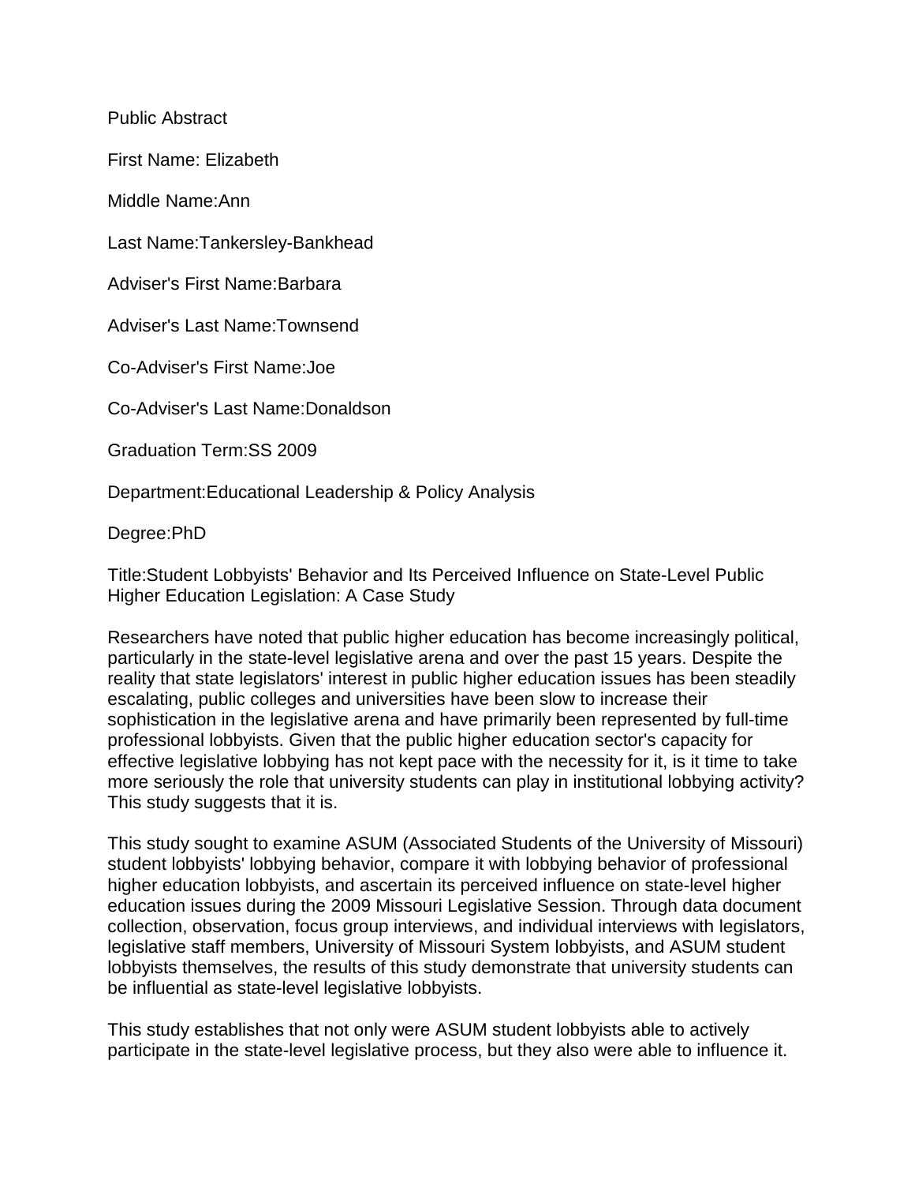Public Abstract

First Name: Elizabeth

Middle Name:Ann

Last Name:Tankersley-Bankhead

Adviser's First Name:Barbara

Adviser's Last Name:Townsend

Co-Adviser's First Name:Joe

Co-Adviser's Last Name:Donaldson

Graduation Term:SS 2009

Department:Educational Leadership & Policy Analysis

Degree:PhD

Title:Student Lobbyists' Behavior and Its Perceived Influence on State-Level Public Higher Education Legislation: A Case Study

Researchers have noted that public higher education has become increasingly political, particularly in the state-level legislative arena and over the past 15 years. Despite the reality that state legislators' interest in public higher education issues has been steadily escalating, public colleges and universities have been slow to increase their sophistication in the legislative arena and have primarily been represented by full-time professional lobbyists. Given that the public higher education sector's capacity for effective legislative lobbying has not kept pace with the necessity for it, is it time to take more seriously the role that university students can play in institutional lobbying activity? This study suggests that it is.

This study sought to examine ASUM (Associated Students of the University of Missouri) student lobbyists' lobbying behavior, compare it with lobbying behavior of professional higher education lobbyists, and ascertain its perceived influence on state-level higher education issues during the 2009 Missouri Legislative Session. Through data document collection, observation, focus group interviews, and individual interviews with legislators, legislative staff members, University of Missouri System lobbyists, and ASUM student lobbyists themselves, the results of this study demonstrate that university students can be influential as state-level legislative lobbyists.

This study establishes that not only were ASUM student lobbyists able to actively participate in the state-level legislative process, but they also were able to influence it.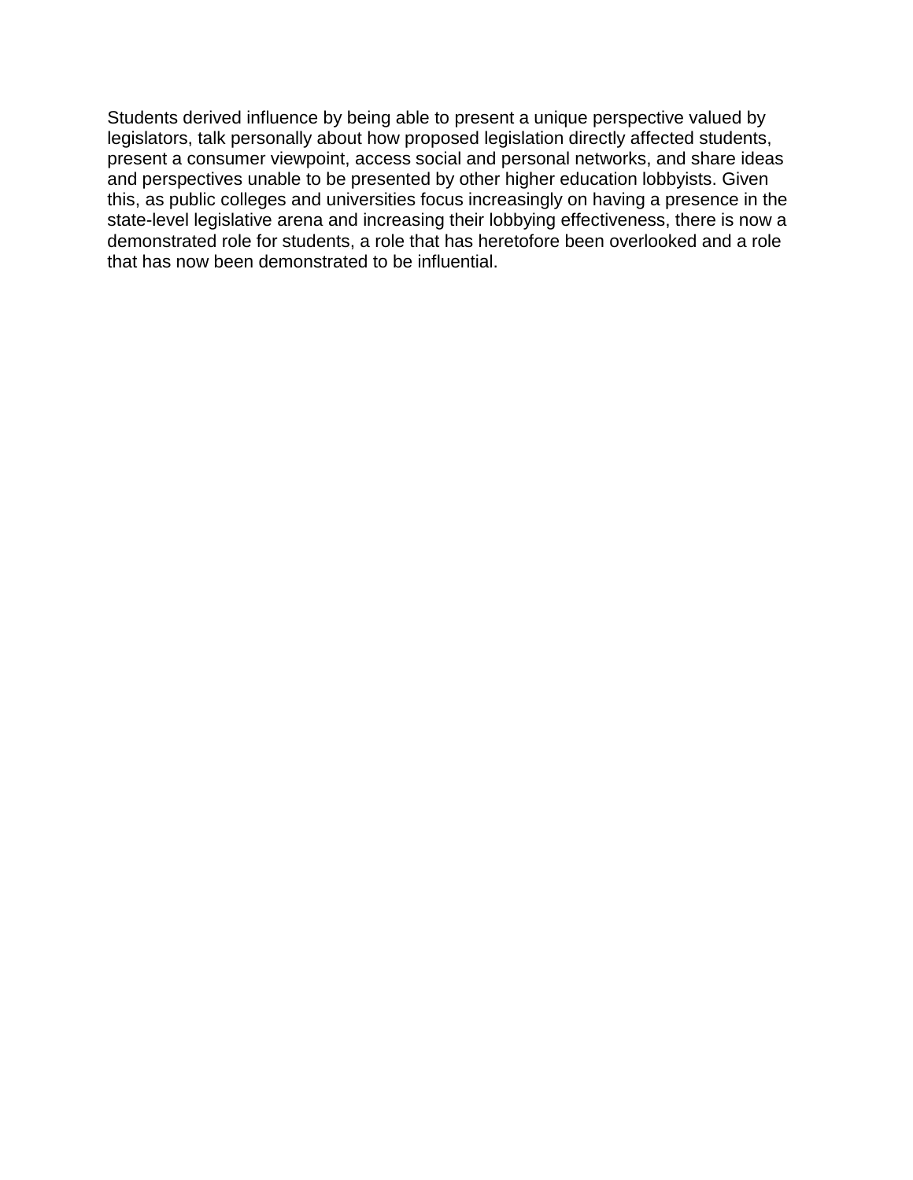Students derived influence by being able to present a unique perspective valued by legislators, talk personally about how proposed legislation directly affected students, present a consumer viewpoint, access social and personal networks, and share ideas and perspectives unable to be presented by other higher education lobbyists. Given this, as public colleges and universities focus increasingly on having a presence in the state-level legislative arena and increasing their lobbying effectiveness, there is now a demonstrated role for students, a role that has heretofore been overlooked and a role that has now been demonstrated to be influential.